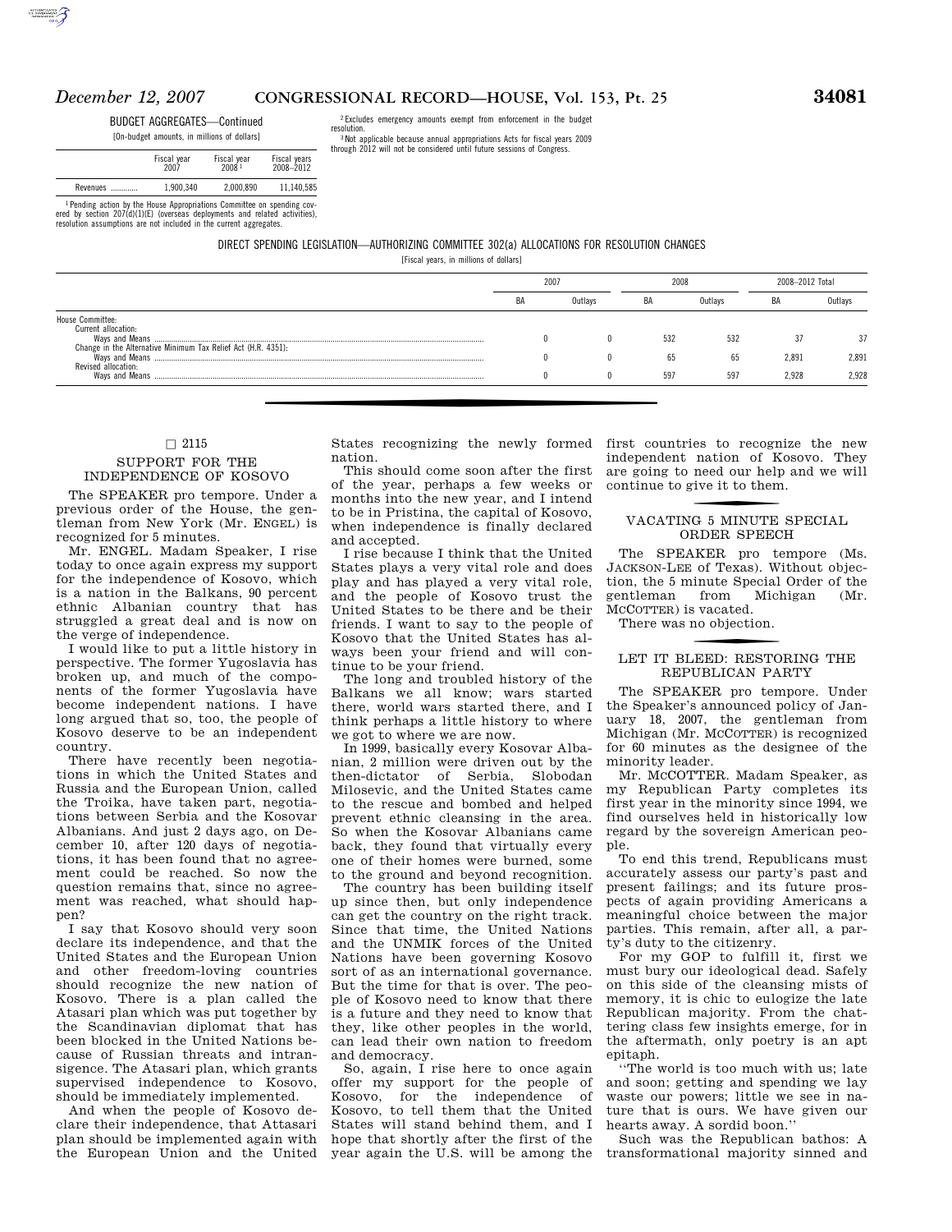BUDGET AGGREGATES—Continued

[On-budget amounts, in millions of dollars]

| | Fiscal year 2007 | Fiscal year 2008[1] | Fiscal years 2008–2012 |
|---|---|---|---|
| Revenues ............ | 1,900,340 | 2,000,890 | 11,140,585 |

[1] Pending action by the House Appropriations Committee on spending covered by section 207(d)(1)(E) (overseas deployments and related activities), resolution assumptions are not included in the current aggregates.

[2] Excludes emergency amounts exempt from enforcement in the budget resolution.

[3] Not applicable because annual appropriations Acts for fiscal years 2009 through 2012 will not be considered until future sessions of Congress.

DIRECT SPENDING LEGISLATION—AUTHORIZING COMMITTEE 302(a) ALLOCATIONS FOR RESOLUTION CHANGES

[Fiscal years, in millions of dollars]

| | 2007 | | 2008 | | 2008–2012 Total | |
|---|---|---|---|---|---|---|
| | BA | Outlays | BA | Outlays | BA | Outlays |
| House Committee: | | | | | | |
| Current allocation: | | | | | | |
| Ways and Means ............ | 0 | 0 | 532 | 532 | 37 | 37 |
| Change in the Alternative Minimum Tax Relief Act (H.R. 4351): | | | | | | |
| Ways and Means ............ | 0 | 0 | 65 | 65 | 2,891 | 2,891 |
| Revised allocation: | | | | | | |
| Ways and Means ............ | 0 | 0 | 597 | 597 | 2,928 | 2,928 |

---

□ 2115

## SUPPORT FOR THE INDEPENDENCE OF KOSOVO

The SPEAKER pro tempore. Under a previous order of the House, the gentleman from New York (Mr. ENGEL) is recognized for 5 minutes.

Mr. ENGEL. Madam Speaker, I rise today to once again express my support for the independence of Kosovo, which is a nation in the Balkans, 90 percent ethnic Albanian country that has struggled a great deal and is now on the verge of independence.

I would like to put a little history in perspective. The former Yugoslavia has broken up, and much of the components of the former Yugoslavia have become independent nations. I have long argued that so, too, the people of Kosovo deserve to be an independent country.

There have recently been negotiations in which the United States and Russia and the European Union, called the Troika, have taken part, negotiations between Serbia and the Kosovar Albanians. And just 2 days ago, on December 10, after 120 days of negotiations, it has been found that no agreement could be reached. So now the question remains that, since no agreement was reached, what should happen?

I say that Kosovo should very soon declare its independence, and that the United States and the European Union and other freedom-loving countries should recognize the new nation of Kosovo. There is a plan called the Atasari plan which was put together by the Scandinavian diplomat that has been blocked in the United Nations because of Russian threats and intransigence. The Atasari plan, which grants supervised independence to Kosovo, should be immediately implemented.

And when the people of Kosovo declare their independence, that Attasari plan should be implemented again with the European Union and the United States recognizing the newly formed nation.

This should come soon after the first of the year, perhaps a few weeks or months into the new year, and I intend to be in Pristina, the capital of Kosovo, when independence is finally declared and accepted.

I rise because I think that the United States plays a very vital role and does play and has played a very vital role, and the people of Kosovo trust the United States to be there and be their friends. I want to say to the people of Kosovo that the United States has always been your friend and will continue to be your friend.

The long and troubled history of the Balkans we all know; wars started there, world wars started there, and I think perhaps a little history to where we got to where we are now.

In 1999, basically every Kosovar Albanian, 2 million were driven out by the then-dictator of Serbia, Slobodan Milosevic, and the United States came to the rescue and bombed and helped prevent ethnic cleansing in the area. So when the Kosovar Albanians came back, they found that virtually every one of their homes were burned, some to the ground and beyond recognition.

The country has been building itself up since then, but only independence can get the country on the right track. Since that time, the United Nations and the UNMIK forces of the United Nations have been governing Kosovo sort of as an international governance. But the time for that is over. The people of Kosovo need to know that there is a future and they need to know that they, like other peoples in the world, can lead their own nation to freedom and democracy.

So, again, I rise here to once again offer my support for the people of Kosovo, for the independence of Kosovo, to tell them that the United States will stand behind them, and I hope that shortly after the first of the year again the U.S. will be among the first countries to recognize the new independent nation of Kosovo. They are going to need our help and we will continue to give it to them.

---

## VACATING 5 MINUTE SPECIAL ORDER SPEECH

The SPEAKER pro tempore (Ms. JACKSON-LEE of Texas). Without objection, the 5 minute Special Order of the gentleman from Michigan (Mr. MCCOTTER) is vacated.

There was no objection.

---

## LET IT BLEED: RESTORING THE REPUBLICAN PARTY

The SPEAKER pro tempore. Under the Speaker's announced policy of January 18, 2007, the gentleman from Michigan (Mr. MCCOTTER) is recognized for 60 minutes as the designee of the minority leader.

Mr. MCCOTTER. Madam Speaker, as my Republican Party completes its first year in the minority since 1994, we find ourselves held in historically low regard by the sovereign American people.

To end this trend, Republicans must accurately assess our party's past and present failings; and its future prospects of again providing Americans a meaningful choice between the major parties. This remain, after all, a party's duty to the citizenry.

For my GOP to fulfill it, first we must bury our ideological dead. Safely on this side of the cleansing mists of memory, it is chic to eulogize the late Republican majority. From the chattering class few insights emerge, for in the aftermath, only poetry is an apt epitaph.

''The world is too much with us; late and soon; getting and spending we lay waste our powers; little we see in nature that is ours. We have given our hearts away. A sordid boon.''

Such was the Republican bathos: A transformational majority sinned and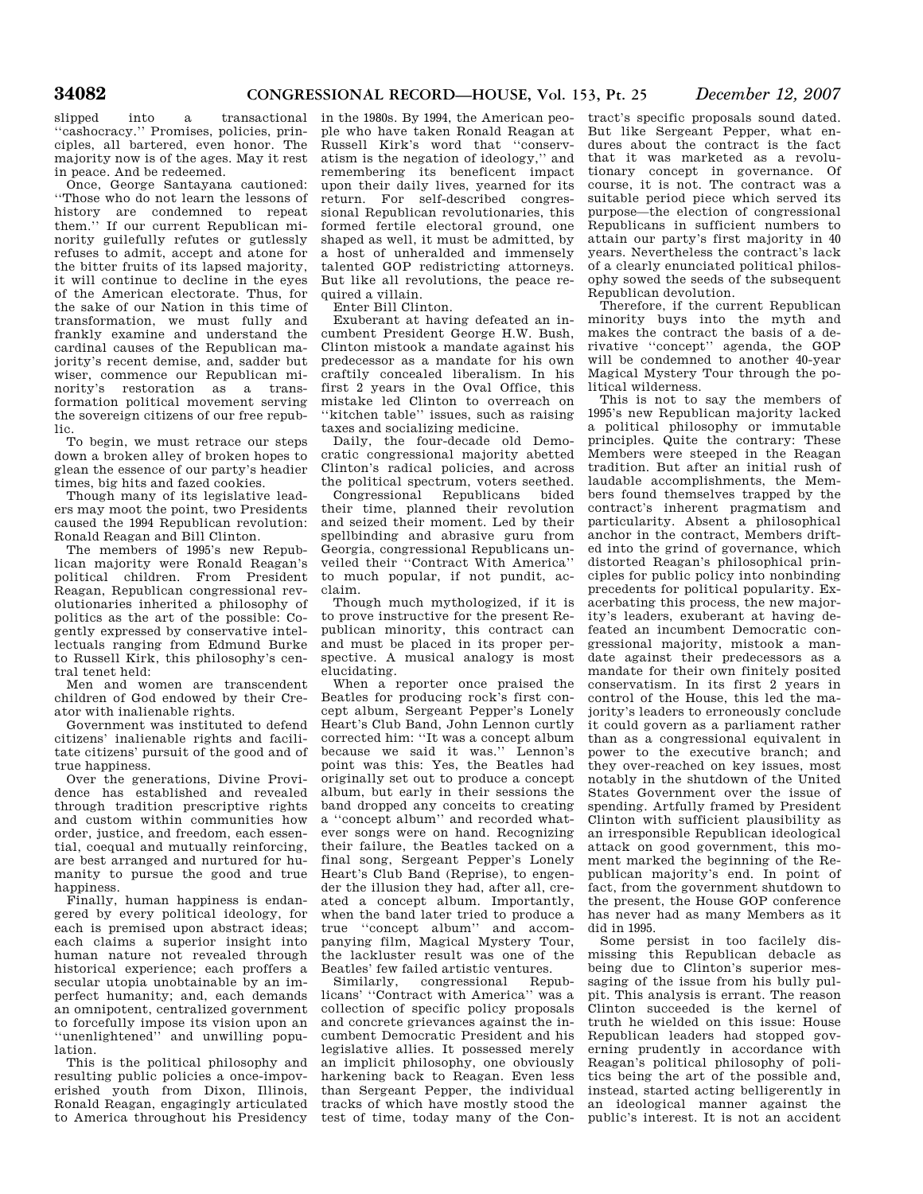slipped into a transactional "cashocracy." Promises, policies, principles, all bartered, even honor. The majority now is of the ages. May it rest in peace. And be redeemed.

Once, George Santayana cautioned: "Those who do not learn the lessons of history are condemned to repeat them." If our current Republican minority guilefully refutes or gutlessly refuses to admit, accept and atone for the bitter fruits of its lapsed majority, it will continue to decline in the eyes of the American electorate. Thus, for the sake of our Nation in this time of transformation, we must fully and frankly examine and understand the cardinal causes of the Republican majority's recent demise, and, sadder but wiser, commence our Republican minority's restoration as a transformation political movement serving the sovereign citizens of our free republic.

To begin, we must retrace our steps down a broken alley of broken hopes to glean the essence of our party's headier times, big hits and fazed cookies.

Though many of its legislative leaders may moot the point, two Presidents caused the 1994 Republican revolution: Ronald Reagan and Bill Clinton.

The members of 1995's new Republican majority were Ronald Reagan's political children. From President Reagan, Republican congressional revolutionaries inherited a philosophy of politics as the art of the possible: Cogently expressed by conservative intellectuals ranging from Edmund Burke to Russell Kirk, this philosophy's central tenet held:

Men and women are transcendent children of God endowed by their Creator with inalienable rights.

Government was instituted to defend citizens' inalienable rights and facilitate citizens' pursuit of the good and of true happiness.

Over the generations, Divine Providence has established and revealed through tradition prescriptive rights and custom within communities how order, justice, and freedom, each essential, coequal and mutually reinforcing, are best arranged and nurtured for humanity to pursue the good and true happiness.

Finally, human happiness is endangered by every political ideology, for each is premised upon abstract ideas; each claims a superior insight into human nature not revealed through historical experience; each proffers a secular utopia unobtainable by an imperfect humanity; and, each demands an omnipotent, centralized government to forcefully impose its vision upon an "unenlightened" and unwilling population.

This is the political philosophy and resulting public policies a once-impoverished youth from Dixon, Illinois, Ronald Reagan, engagingly articulated to America throughout his Presidency in the 1980s. By 1994, the American people who have taken Ronald Reagan at Russell Kirk's word that "conservatism is the negation of ideology," and remembering its beneficent impact upon their daily lives, yearned for its return. For self-described congressional Republican revolutionaries, this formed fertile electoral ground, one shaped as well, it must be admitted, by a host of unheralded and immensely talented GOP redistricting attorneys. But like all revolutions, the peace required a villain.

Enter Bill Clinton.

Exuberant at having defeated an incumbent President George H.W. Bush, Clinton mistook a mandate against his predecessor as a mandate for his own craftily concealed liberalism. In his first 2 years in the Oval Office, this mistake led Clinton to overreach on "kitchen table" issues, such as raising taxes and socializing medicine.

Daily, the four-decade old Democratic congressional majority abetted Clinton's radical policies, and across the political spectrum, voters seethed.

Congressional Republicans bided their time, planned their revolution and seized their moment. Led by their spellbinding and abrasive guru from Georgia, congressional Republicans unveiled their "Contract With America" to much popular, if not pundit, acclaim.

Though much mythologized, if it is to prove instructive for the present Republican minority, this contract can and must be placed in its proper perspective. A musical analogy is most elucidating.

When a reporter once praised the Beatles for producing rock's first concept album, Sergeant Pepper's Lonely Heart's Club Band, John Lennon curtly corrected him: "It was a concept album because we said it was." Lennon's point was this: Yes, the Beatles had originally set out to produce a concept album, but early in their sessions the band dropped any conceits to creating a "concept album" and recorded whatever songs were on hand. Recognizing their failure, the Beatles tacked on a final song, Sergeant Pepper's Lonely Heart's Club Band (Reprise), to engender the illusion they had, after all, created a concept album. Importantly, when the band later tried to produce a true "concept album" and accompanying film, Magical Mystery Tour, the lackluster result was one of the Beatles' few failed artistic ventures.

Similarly, congressional Republicans' "Contract with America" was a collection of specific policy proposals and concrete grievances against the incumbent Democratic President and his legislative allies. It possessed merely an implicit philosophy, one obviously harkening back to Reagan. Even less than Sergeant Pepper, the individual tracks of which have mostly stood the test of time, today many of the Contract's specific proposals sound dated. But like Sergeant Pepper, what endures about the contract is the fact that it was marketed as a revolutionary concept in governance. Of course, it is not. The contract was a suitable period piece which served its purpose—the election of congressional Republicans in sufficient numbers to attain our party's first majority in 40 years. Nevertheless the contract's lack of a clearly enunciated political philosophy sowed the seeds of the subsequent Republican devolution.

Therefore, if the current Republican minority buys into the myth and makes the contract the basis of a derivative "concept" agenda, the GOP will be condemned to another 40-year Magical Mystery Tour through the political wilderness.

This is not to say the members of 1995's new Republican majority lacked a political philosophy or immutable principles. Quite the contrary: These Members were steeped in the Reagan tradition. But after an initial rush of laudable accomplishments, the Members found themselves trapped by the contract's inherent pragmatism and particularity. Absent a philosophical anchor in the contract, Members drifted into the grind of governance, which distorted Reagan's philosophical principles for public policy into nonbinding precedents for political popularity. Exacerbating this process, the new majority's leaders, exuberant at having defeated an incumbent Democratic congressional majority, mistook a mandate against their predecessors as a mandate for their own finitely posited conservatism. In its first 2 years in control of the House, this led the majority's leaders to erroneously conclude it could govern as a parliament rather than as a congressional equivalent in power to the executive branch; and they over-reached on key issues, most notably in the shutdown of the United States Government over the issue of spending. Artfully framed by President Clinton with sufficient plausibility as an irresponsible Republican ideological attack on good government, this moment marked the beginning of the Republican majority's end. In point of fact, from the government shutdown to the present, the House GOP conference has never had as many Members as it did in 1995.

Some persist in too facilely dismissing this Republican debacle as being due to Clinton's superior messaging of the issue from his bully pulpit. This analysis is errant. The reason Clinton succeeded is the kernel of truth he wielded on this issue: House Republican leaders had stopped governing prudently in accordance with Reagan's political philosophy of politics being the art of the possible and, instead, started acting belligerently in an ideological manner against the public's interest. It is not an accident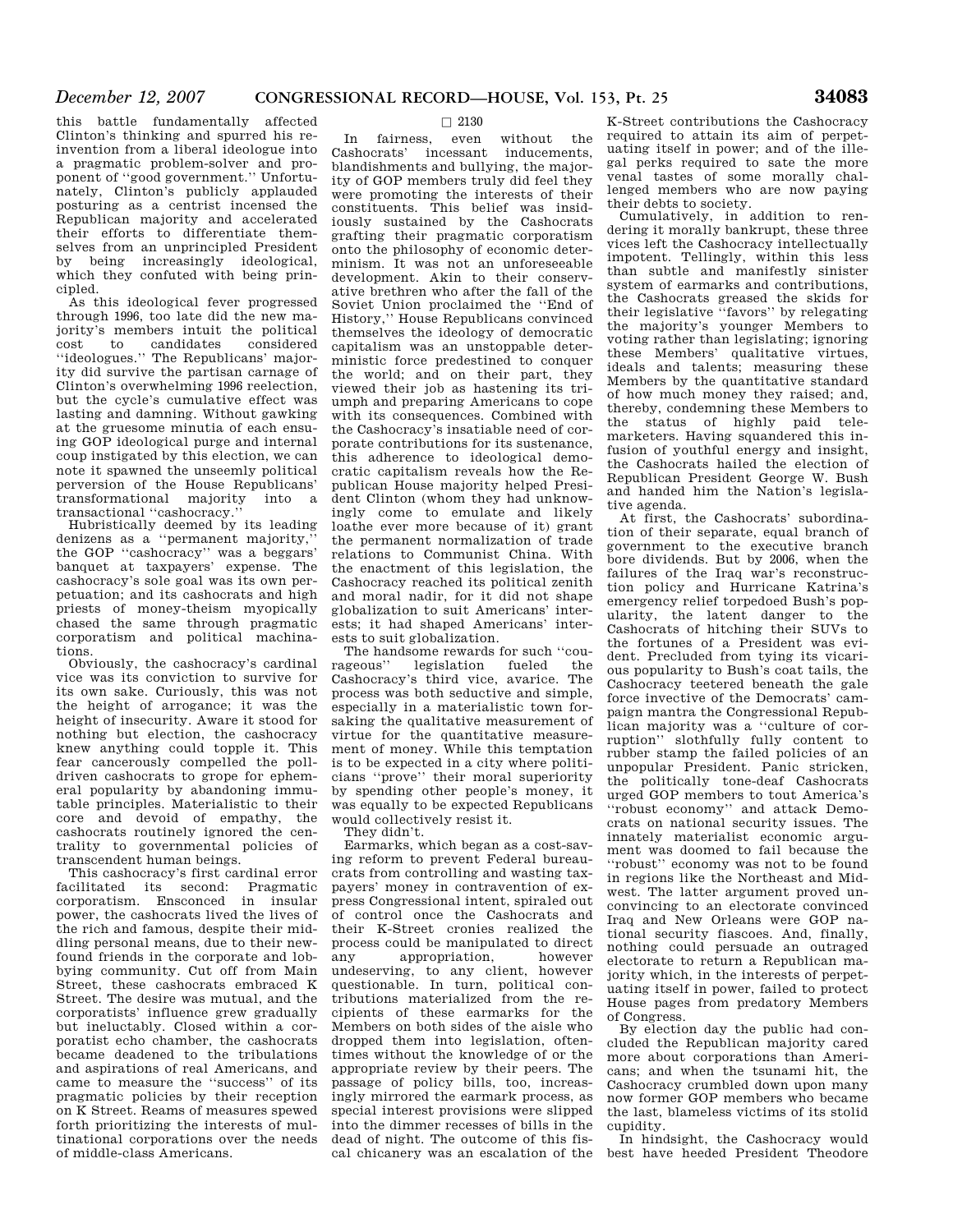this battle fundamentally affected Clinton's thinking and spurred his reinvention from a liberal ideologue into a pragmatic problem-solver and proponent of "good government." Unfortunately, Clinton's publicly applauded posturing as a centrist incensed the Republican majority and accelerated their efforts to differentiate themselves from an unprincipled President by being increasingly ideological, which they confuted with being principled.

As this ideological fever progressed through 1996, too late did the new majority's members intuit the political cost to candidates considered "ideologues." The Republicans' majority did survive the partisan carnage of Clinton's overwhelming 1996 reelection, but the cycle's cumulative effect was lasting and damning. Without gawking at the gruesome minutia of each ensuing GOP ideological purge and internal coup instigated by this election, we can note it spawned the unseemly political perversion of the House Republicans' transformational majority into a transactional "cashocracy."

Hubristically deemed by its leading denizens as a "permanent majority," the GOP "cashocracy" was a beggars' banquet at taxpayers' expense. The cashocracy's sole goal was its own perpetuation; and its cashocrats and high priests of money-theism myopically chased the same through pragmatic corporatism and political machinations.

Obviously, the cashocracy's cardinal vice was its conviction to survive for its own sake. Curiously, this was not the height of arrogance; it was the height of insecurity. Aware it stood for nothing but election, the cashocracy knew anything could topple it. This fear cancerously compelled the poll-driven cashocrats to grope for ephemeral popularity by abandoning immutable principles. Materialistic to their core and devoid of empathy, the cashocrats routinely ignored the centrality to governmental policies of transcendent human beings.

This cashocracy's first cardinal error facilitated its second: Pragmatic corporatism. Ensconced in insular power, the cashocrats lived the lives of the rich and famous, despite their middling personal means, due to their newfound friends in the corporate and lobbying community. Cut off from Main Street, these cashocrats embraced K Street. The desire was mutual, and the corporatists' influence grew gradually but ineluctably. Closed within a corporatist echo chamber, the cashocrats became deadened to the tribulations and aspirations of real Americans, and came to measure the "success" of its pragmatic policies by their reception on K Street. Reams of measures spewed forth prioritizing the interests of multinational corporations over the needs of middle-class Americans.

□ 2130

In fairness, even without the Cashocrats' incessant inducements, blandishments and bullying, the majority of GOP members truly did feel they were promoting the interests of their constituents. This belief was insidiously sustained by the Cashocrats grafting their pragmatic corporatism onto the philosophy of economic determinism. It was not an unforeseeable development. Akin to their conservative brethren who after the fall of the Soviet Union proclaimed the "End of History," House Republicans convinced themselves the ideology of democratic capitalism was an unstoppable deterministic force predestined to conquer the world; and on their part, they viewed their job as hastening its triumph and preparing Americans to cope with its consequences. Combined with the Cashocracy's insatiable need of corporate contributions for its sustenance, this adherence to ideological democratic capitalism reveals how the Republican House majority helped President Clinton (whom they had unknowingly come to emulate and likely loathe ever more because of it) grant the permanent normalization of trade relations to Communist China. With the enactment of this legislation, the Cashocracy reached its political zenith and moral nadir, for it did not shape globalization to suit Americans' interests; it had shaped Americans' interests to suit globalization.

The handsome rewards for such "courageous" legislation fueled the Cashocracy's third vice, avarice. The process was both seductive and simple, especially in a materialistic town forsaking the qualitative measurement of virtue for the quantitative measurement of money. While this temptation is to be expected in a city where politicians "prove" their moral superiority by spending other people's money, it was equally to be expected Republicans would collectively resist it.

They didn't.

Earmarks, which began as a cost-saving reform to prevent Federal bureaucrats from controlling and wasting taxpayers' money in contravention of express Congressional intent, spiraled out of control once the Cashocrats and their K-Street cronies realized the process could be manipulated to direct any appropriation, however undeserving, to any client, however questionable. In turn, political contributions materialized from the recipients of these earmarks for the Members on both sides of the aisle who dropped them into legislation, oftentimes without the knowledge of or the appropriate review by their peers. The passage of policy bills, too, increasingly mirrored the earmark process, as special interest provisions were slipped into the dimmer recesses of bills in the dead of night. The outcome of this fiscal chicanery was an escalation of the K-Street contributions the Cashocracy required to attain its aim of perpetuating itself in power; and of the illegal perks required to sate the more venal tastes of some morally challenged members who are now paying their debts to society.

Cumulatively, in addition to rendering it morally bankrupt, these three vices left the Cashocracy intellectually impotent. Tellingly, within this less than subtle and manifestly sinister system of earmarks and contributions, the Cashocrats greased the skids for their legislative "favors" by relegating the majority's younger Members to voting rather than legislating; ignoring these Members' qualitative virtues, ideals and talents; measuring these Members by the quantitative standard of how much money they raised; and, thereby, condemning these Members to the status of highly paid telemarketers. Having squandered this infusion of youthful energy and insight, the Cashocrats hailed the election of Republican President George W. Bush and handed him the Nation's legislative agenda.

At first, the Cashocrats' subordination of their separate, equal branch of government to the executive branch bore dividends. But by 2006, when the failures of the Iraq war's reconstruction policy and Hurricane Katrina's emergency relief torpedoed Bush's popularity, the latent danger to the Cashocrats of hitching their SUVs to the fortunes of a President was evident. Precluded from tying its vicarious popularity to Bush's coat tails, the Cashocracy teetered beneath the gale force invective of the Democrats' campaign mantra the Congressional Republican majority was a "culture of corruption" slothfully fully content to rubber stamp the failed policies of an unpopular President. Panic stricken, the politically tone-deaf Cashocrats urged GOP members to tout America's "robust economy" and attack Democrats on national security issues. The innately materialist economic argument was doomed to fail because the "robust" economy was not to be found in regions like the Northeast and Midwest. The latter argument proved unconvincing to an electorate convinced Iraq and New Orleans were GOP national security fiascoes. And, finally, nothing could persuade an outraged electorate to return a Republican majority which, in the interests of perpetuating itself in power, failed to protect House pages from predatory Members of Congress.

By election day the public had concluded the Republican majority cared more about corporations than Americans; and when the tsunami hit, the Cashocracy crumbled down upon many now former GOP members who became the last, blameless victims of its stolid cupidity.

In hindsight, the Cashocracy would best have heeded President Theodore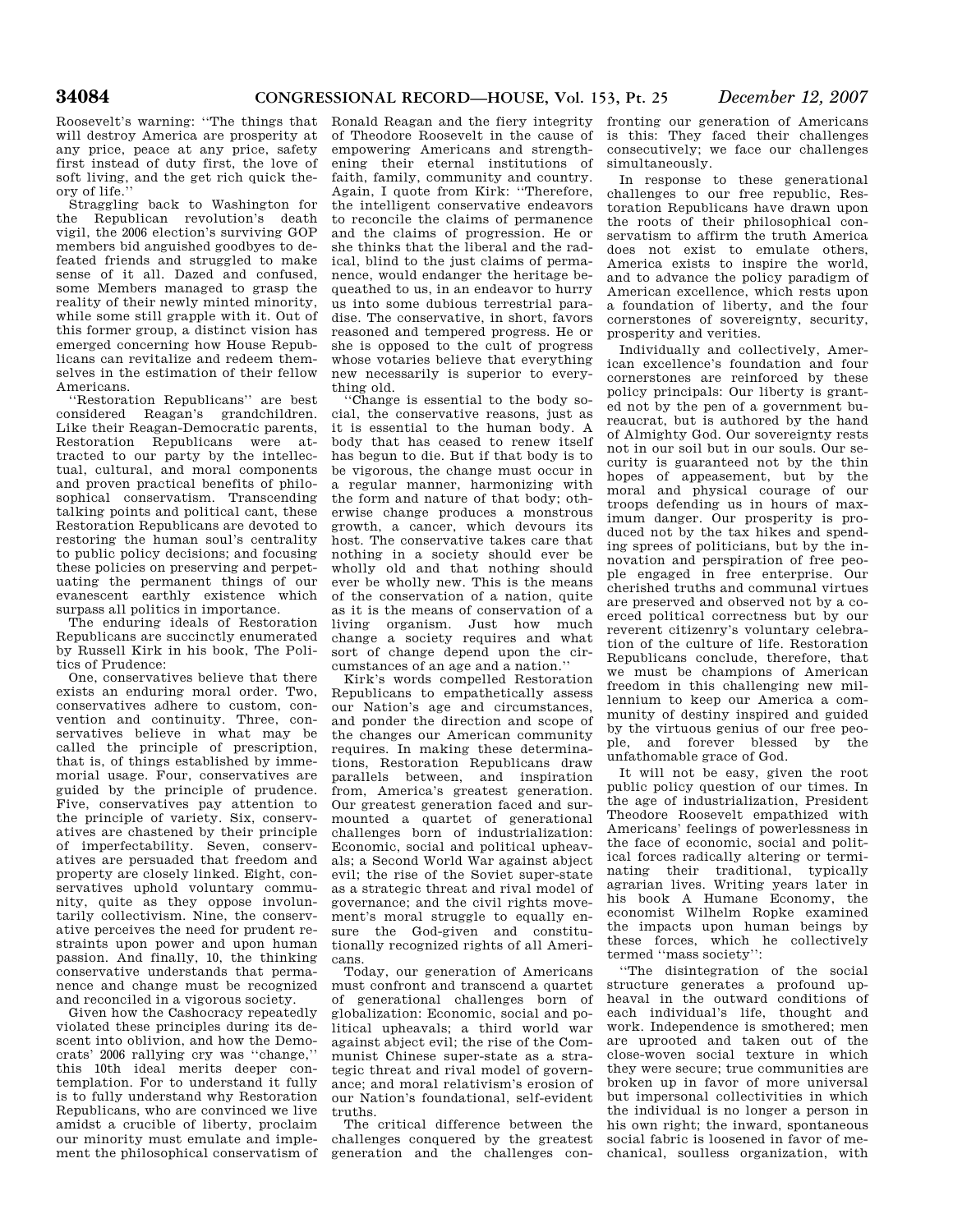Roosevelt's warning: ''The things that will destroy America are prosperity at any price, peace at any price, safety first instead of duty first, the love of soft living, and the get rich quick theory of life.''

Straggling back to Washington for the Republican revolution's death vigil, the 2006 election's surviving GOP members bid anguished goodbyes to defeated friends and struggled to make sense of it all. Dazed and confused, some Members managed to grasp the reality of their newly minted minority, while some still grapple with it. Out of this former group, a distinct vision has emerged concerning how House Republicans can revitalize and redeem themselves in the estimation of their fellow Americans.

''Restoration Republicans'' are best considered Reagan's grandchildren. Like their Reagan-Democratic parents, Restoration Republicans were attracted to our party by the intellectual, cultural, and moral components and proven practical benefits of philosophical conservatism. Transcending talking points and political cant, these Restoration Republicans are devoted to restoring the human soul's centrality to public policy decisions; and focusing these policies on preserving and perpetuating the permanent things of our evanescent earthly existence which surpass all politics in importance.

The enduring ideals of Restoration Republicans are succinctly enumerated by Russell Kirk in his book, The Politics of Prudence:

One, conservatives believe that there exists an enduring moral order. Two, conservatives adhere to custom, convention and continuity. Three, conservatives believe in what may be called the principle of prescription, that is, of things established by immemorial usage. Four, conservatives are guided by the principle of prudence. Five, conservatives pay attention to the principle of variety. Six, conservatives are chastened by their principle of imperfectability. Seven, conservatives are persuaded that freedom and property are closely linked. Eight, conservatives uphold voluntary community, quite as they oppose involuntarily collectivism. Nine, the conservative perceives the need for prudent restraints upon power and upon human passion. And finally, 10, the thinking conservative understands that permanence and change must be recognized and reconciled in a vigorous society.

Given how the Cashocracy repeatedly violated these principles during its descent into oblivion, and how the Democrats' 2006 rallying cry was ''change,'' this 10th ideal merits deeper contemplation. For to understand it fully is to fully understand why Restoration Republicans, who are convinced we live amidst a crucible of liberty, proclaim our minority must emulate and implement the philosophical conservatism of Ronald Reagan and the fiery integrity of Theodore Roosevelt in the cause of empowering Americans and strengthening their eternal institutions of faith, family, community and country. Again, I quote from Kirk: ''Therefore, the intelligent conservative endeavors to reconcile the claims of permanence and the claims of progression. He or she thinks that the liberal and the radical, blind to the just claims of permanence, would endanger the heritage bequeathed to us, in an endeavor to hurry us into some dubious terrestrial paradise. The conservative, in short, favors reasoned and tempered progress. He or she is opposed to the cult of progress whose votaries believe that everything new necessarily is superior to everything old.

''Change is essential to the body social, the conservative reasons, just as it is essential to the human body. A body that has ceased to renew itself has begun to die. But if that body is to be vigorous, the change must occur in a regular manner, harmonizing with the form and nature of that body; otherwise change produces a monstrous growth, a cancer, which devours its host. The conservative takes care that nothing in a society should ever be wholly old and that nothing should ever be wholly new. This is the means of the conservation of a nation, quite as it is the means of conservation of a living organism. Just how much change a society requires and what sort of change depend upon the circumstances of an age and a nation.''

Kirk's words compelled Restoration Republicans to empathetically assess our Nation's age and circumstances, and ponder the direction and scope of the changes our American community requires. In making these determinations, Restoration Republicans draw parallels between, and inspiration from, America's greatest generation. Our greatest generation faced and surmounted a quartet of generational challenges born of industrialization: Economic, social and political upheavals; a Second World War against abject evil; the rise of the Soviet super-state as a strategic threat and rival model of governance; and the civil rights movement's moral struggle to equally ensure the God-given and constitutionally recognized rights of all Americans.

Today, our generation of Americans must confront and transcend a quartet of generational challenges born of globalization: Economic, social and political upheavals; a third world war against abject evil; the rise of the Communist Chinese super-state as a strategic threat and rival model of governance; and moral relativism's erosion of our Nation's foundational, self-evident truths.

The critical difference between the challenges conquered by the greatest generation and the challenges confronting our generation of Americans is this: They faced their challenges consecutively; we face our challenges simultaneously.

In response to these generational challenges to our free republic, Restoration Republicans have drawn upon the roots of their philosophical conservatism to affirm the truth America does not exist to emulate others, America exists to inspire the world, and to advance the policy paradigm of American excellence, which rests upon a foundation of liberty, and the four cornerstones of sovereignty, security, prosperity and verities.

Individually and collectively, American excellence's foundation and four cornerstones are reinforced by these policy principals: Our liberty is granted not by the pen of a government bureaucrat, but is authored by the hand of Almighty God. Our sovereignty rests not in our soil but in our souls. Our security is guaranteed not by the thin hopes of appeasement, but by the moral and physical courage of our troops defending us in hours of maximum danger. Our prosperity is produced not by the tax hikes and spending sprees of politicians, but by the innovation and perspiration of free people engaged in free enterprise. Our cherished truths and communal virtues are preserved and observed not by a coerced political correctness but by our reverent citizenry's voluntary celebration of the culture of life. Restoration Republicans conclude, therefore, that we must be champions of American freedom in this challenging new millennium to keep our America a community of destiny inspired and guided by the virtuous genius of our free people, and forever blessed by the unfathomable grace of God.

It will not be easy, given the root public policy question of our times. In the age of industrialization, President Theodore Roosevelt empathized with Americans' feelings of powerlessness in the face of economic, social and political forces radically altering or terminating their traditional, typically agrarian lives. Writing years later in his book A Humane Economy, the economist Wilhelm Ropke examined the impacts upon human beings by these forces, which he collectively termed ''mass society'':

''The disintegration of the social structure generates a profound upheaval in the outward conditions of each individual's life, thought and work. Independence is smothered; men are uprooted and taken out of the close-woven social texture in which they were secure; true communities are broken up in favor of more universal but impersonal collectivities in which the individual is no longer a person in his own right; the inward, spontaneous social fabric is loosened in favor of mechanical, soulless organization, with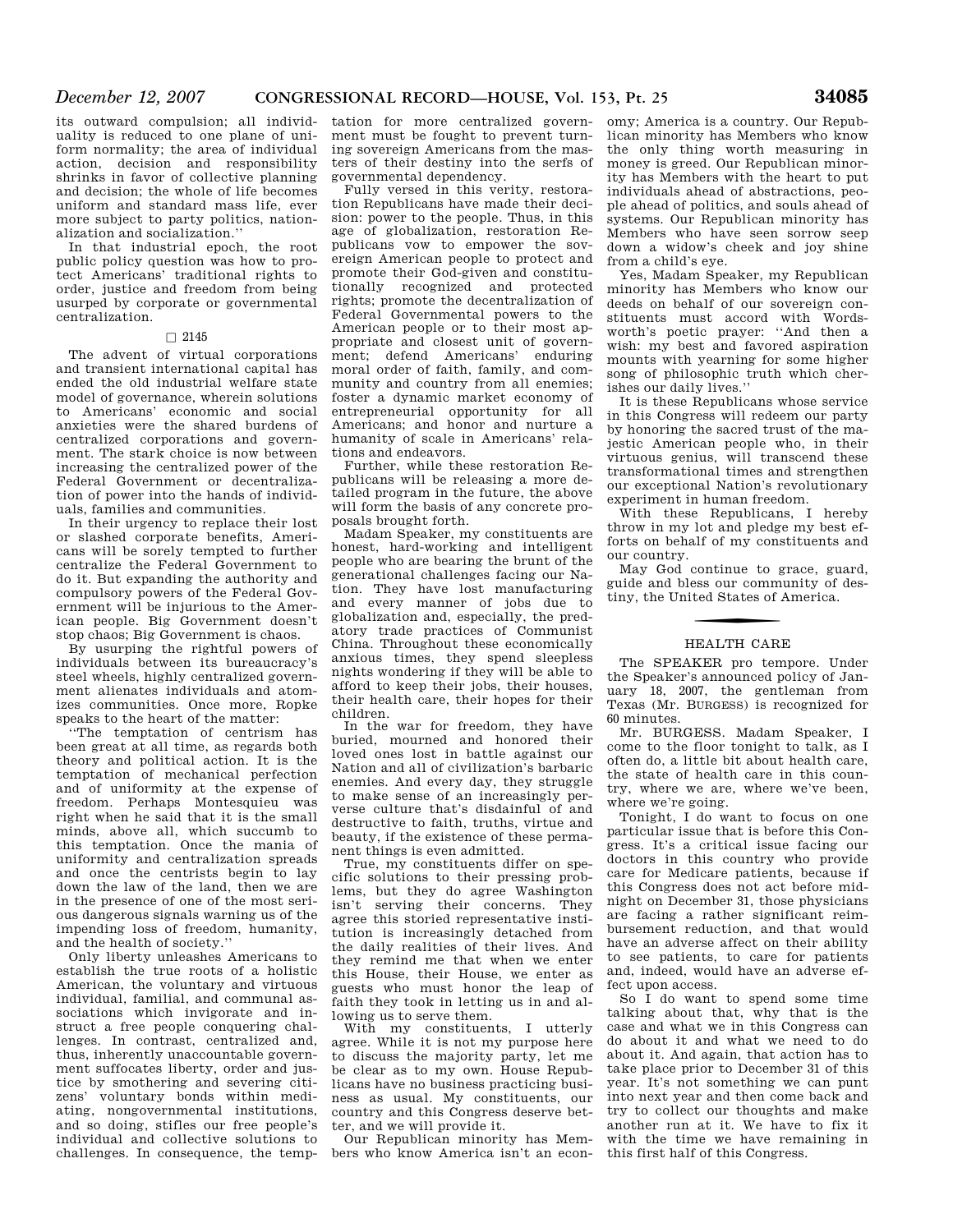its outward compulsion; all individuality is reduced to one plane of uniform normality; the area of individual action, decision and responsibility shrinks in favor of collective planning and decision; the whole of life becomes uniform and standard mass life, ever more subject to party politics, nationalization and socialization.''

In that industrial epoch, the root public policy question was how to protect Americans' traditional rights to order, justice and freedom from being usurped by corporate or governmental centralization.

□ 2145

The advent of virtual corporations and transient international capital has ended the old industrial welfare state model of governance, wherein solutions to Americans' economic and social anxieties were the shared burdens of centralized corporations and government. The stark choice is now between increasing the centralized power of the Federal Government or decentralization of power into the hands of individuals, families and communities.

In their urgency to replace their lost or slashed corporate benefits, Americans will be sorely tempted to further centralize the Federal Government to do it. But expanding the authority and compulsory powers of the Federal Government will be injurious to the American people. Big Government doesn't stop chaos; Big Government is chaos.

By usurping the rightful powers of individuals between its bureaucracy's steel wheels, highly centralized government alienates individuals and atomizes communities. Once more, Ropke speaks to the heart of the matter:

''The temptation of centrism has been great at all time, as regards both theory and political action. It is the temptation of mechanical perfection and of uniformity at the expense of freedom. Perhaps Montesquieu was right when he said that it is the small minds, above all, which succumb to this temptation. Once the mania of uniformity and centralization spreads and once the centrists begin to lay down the law of the land, then we are in the presence of one of the most serious dangerous signals warning us of the impending loss of freedom, humanity, and the health of society.''

Only liberty unleashes Americans to establish the true roots of a holistic American, the voluntary and virtuous individual, familial, and communal associations which invigorate and instruct a free people conquering challenges. In contrast, centralized and, thus, inherently unaccountable government suffocates liberty, order and justice by smothering and severing citizens' voluntary bonds within mediating, nongovernmental institutions, and so doing, stifles our free people's individual and collective solutions to challenges. In consequence, the temptation for more centralized government must be fought to prevent turning sovereign Americans from the masters of their destiny into the serfs of governmental dependency.

Fully versed in this verity, restoration Republicans have made their decision: power to the people. Thus, in this age of globalization, restoration Republicans vow to empower the sovereign American people to protect and promote their God-given and constitutionally recognized and protected rights; promote the decentralization of Federal Governmental powers to the American people or to their most appropriate and closest unit of government; defend Americans' enduring moral order of faith, family, and community and country from all enemies; foster a dynamic market economy of entrepreneurial opportunity for all Americans; and honor and nurture a humanity of scale in Americans' relations and endeavors.

Further, while these restoration Republicans will be releasing a more detailed program in the future, the above will form the basis of any concrete proposals brought forth.

Madam Speaker, my constituents are honest, hard-working and intelligent people who are bearing the brunt of the generational challenges facing our Nation. They have lost manufacturing and every manner of jobs due to globalization and, especially, the predatory trade practices of Communist China. Throughout these economically anxious times, they spend sleepless nights wondering if they will be able to afford to keep their jobs, their houses, their health care, their hopes for their children.

In the war for freedom, they have buried, mourned and honored their loved ones lost in battle against our Nation and all of civilization's barbaric enemies. And every day, they struggle to make sense of an increasingly perverse culture that's disdainful of and destructive to faith, truths, virtue and beauty, if the existence of these permanent things is even admitted.

True, my constituents differ on specific solutions to their pressing problems, but they do agree Washington isn't serving their concerns. They agree this storied representative institution is increasingly detached from the daily realities of their lives. And they remind me that when we enter this House, their House, we enter as guests who must honor the leap of faith they took in letting us in and allowing us to serve them.

With my constituents, I utterly agree. While it is not my purpose here to discuss the majority party, let me be clear as to my own. House Republicans have no business practicing business as usual. My constituents, our country and this Congress deserve better, and we will provide it.

Our Republican minority has Members who know America isn't an economy; America is a country. Our Republican minority has Members who know the only thing worth measuring in money is greed. Our Republican minority has Members with the heart to put individuals ahead of abstractions, people ahead of politics, and souls ahead of systems. Our Republican minority has Members who have seen sorrow seep down a widow's cheek and joy shine from a child's eye.

Yes, Madam Speaker, my Republican minority has Members who know our deeds on behalf of our sovereign constituents must accord with Wordsworth's poetic prayer: ''And then a wish: my best and favored aspiration mounts with yearning for some higher song of philosophic truth which cherishes our daily lives.''

It is these Republicans whose service in this Congress will redeem our party by honoring the sacred trust of the majestic American people who, in their virtuous genius, will transcend these transformational times and strengthen our exceptional Nation's revolutionary experiment in human freedom.

With these Republicans, I hereby throw in my lot and pledge my best efforts on behalf of my constituents and our country.

May God continue to grace, guard, guide and bless our community of destiny, the United States of America.

## HEALTH CARE

The SPEAKER pro tempore. Under the Speaker's announced policy of January 18, 2007, the gentleman from Texas (Mr. BURGESS) is recognized for 60 minutes.

Mr. BURGESS. Madam Speaker, I come to the floor tonight to talk, as I often do, a little bit about health care, the state of health care in this country, where we are, where we've been, where we're going.

Tonight, I do want to focus on one particular issue that is before this Congress. It's a critical issue facing our doctors in this country who provide care for Medicare patients, because if this Congress does not act before midnight on December 31, those physicians are facing a rather significant reimbursement reduction, and that would have an adverse affect on their ability to see patients, to care for patients and, indeed, would have an adverse effect upon access.

So I do want to spend some time talking about that, why that is the case and what we in this Congress can do about it and what we need to do about it. And again, that action has to take place prior to December 31 of this year. It's not something we can punt into next year and then come back and try to collect our thoughts and make another run at it. We have to fix it with the time we have remaining in this first half of this Congress.